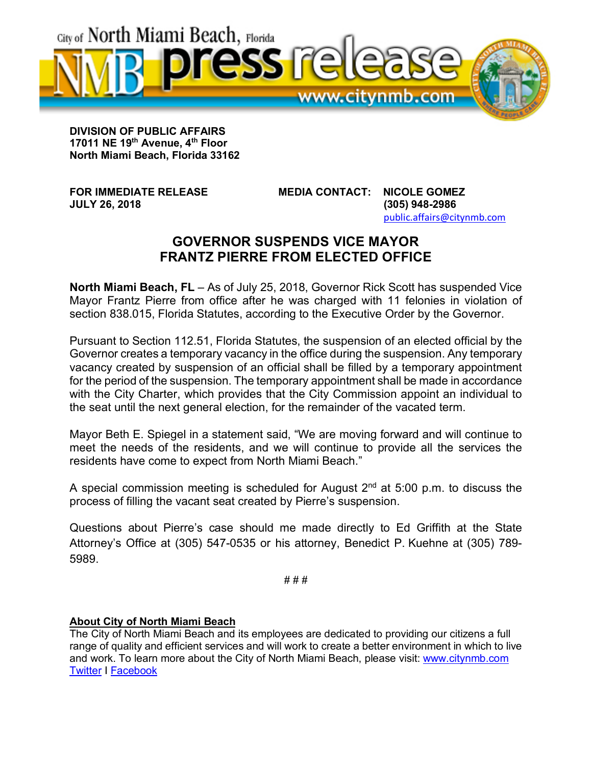City of North Miami Beach, Florida

NMB **press release**

www.citynmb.com

**DIVISION OF PUBLIC AFFAIRS**
**17011 NE 19th Avenue, 4th Floor**
**North Miami Beach, Florida 33162**

**FOR IMMEDIATE RELEASE**
**JULY 26, 2018**

**MEDIA CONTACT: NICOLE GOMEZ**
**(305) 948-2986**
public.affairs@citynmb.com

# GOVERNOR SUSPENDS VICE MAYOR FRANTZ PIERRE FROM ELECTED OFFICE

**North Miami Beach, FL** – As of July 25, 2018, Governor Rick Scott has suspended Vice Mayor Frantz Pierre from office after he was charged with 11 felonies in violation of section 838.015, Florida Statutes, according to the Executive Order by the Governor.

Pursuant to Section 112.51, Florida Statutes, the suspension of an elected official by the Governor creates a temporary vacancy in the office during the suspension. Any temporary vacancy created by suspension of an official shall be filled by a temporary appointment for the period of the suspension. The temporary appointment shall be made in accordance with the City Charter, which provides that the City Commission appoint an individual to the seat until the next general election, for the remainder of the vacated term.

Mayor Beth E. Spiegel in a statement said, "We are moving forward and will continue to meet the needs of the residents, and we will continue to provide all the services the residents have come to expect from North Miami Beach."

A special commission meeting is scheduled for August 2nd at 5:00 p.m. to discuss the process of filling the vacant seat created by Pierre's suspension.

Questions about Pierre's case should me made directly to Ed Griffith at the State Attorney's Office at (305) 547-0535 or his attorney, Benedict P. Kuehne at (305) 789-5989.

# # #

**About City of North Miami Beach**

The City of North Miami Beach and its employees are dedicated to providing our citizens a full range of quality and efficient services and will work to create a better environment in which to live and work. To learn more about the City of North Miami Beach, please visit: www.citynmb.com
Twitter I Facebook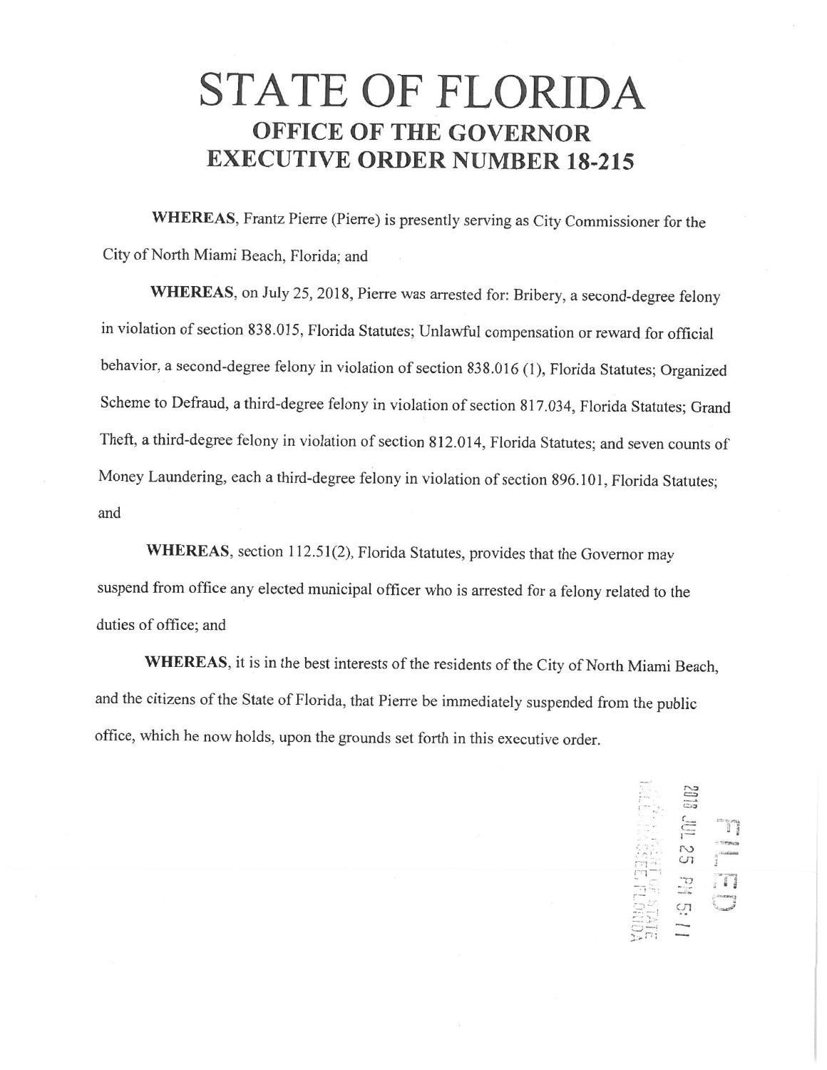# STATE OF FLORIDA

## OFFICE OF THE GOVERNOR

## EXECUTIVE ORDER NUMBER 18-215

**WHEREAS**, Frantz Pierre (Pierre) is presently serving as City Commissioner for the City of North Miami Beach, Florida; and

**WHEREAS**, on July 25, 2018, Pierre was arrested for: Bribery, a second-degree felony in violation of section 838.015, Florida Statutes; Unlawful compensation or reward for official behavior, a second-degree felony in violation of section 838.016 (1), Florida Statutes; Organized Scheme to Defraud, a third-degree felony in violation of section 817.034, Florida Statutes; Grand Theft, a third-degree felony in violation of section 812.014, Florida Statutes; and seven counts of Money Laundering, each a third-degree felony in violation of section 896.101, Florida Statutes; and

**WHEREAS**, section 112.51(2), Florida Statutes, provides that the Governor may suspend from office any elected municipal officer who is arrested for a felony related to the duties of office; and

**WHEREAS**, it is in the best interests of the residents of the City of North Miami Beach, and the citizens of the State of Florida, that Pierre be immediately suspended from the public office, which he now holds, upon the grounds set forth in this executive order.

FILED

2018 JUL 25 PM 5:11

DEPARTMENT OF STATE
TALLAHASSEE, FLORIDA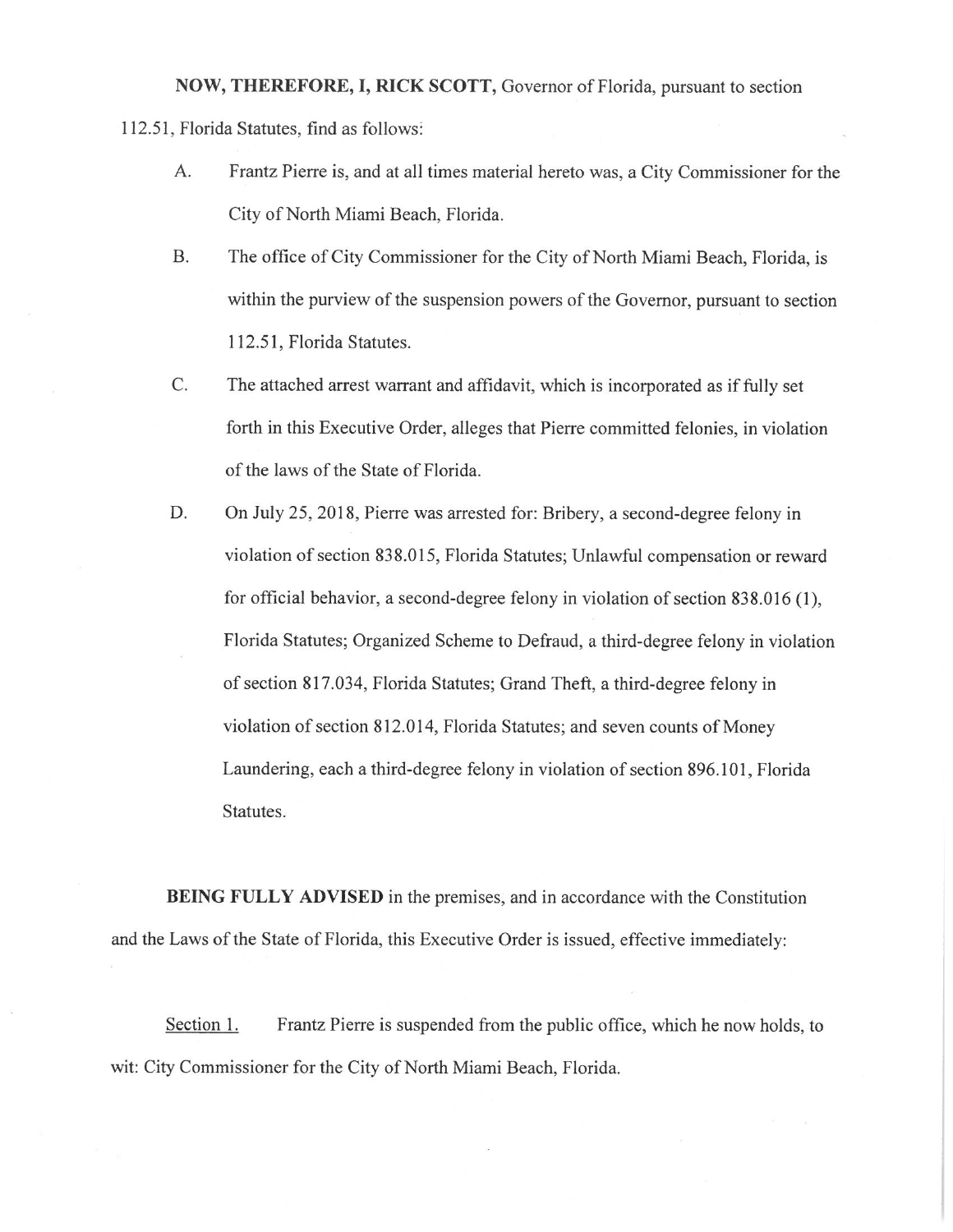**NOW, THEREFORE, I, RICK SCOTT,** Governor of Florida, pursuant to section 112.51, Florida Statutes, find as follows:

A. Frantz Pierre is, and at all times material hereto was, a City Commissioner for the City of North Miami Beach, Florida.

B. The office of City Commissioner for the City of North Miami Beach, Florida, is within the purview of the suspension powers of the Governor, pursuant to section 112.51, Florida Statutes.

C. The attached arrest warrant and affidavit, which is incorporated as if fully set forth in this Executive Order, alleges that Pierre committed felonies, in violation of the laws of the State of Florida.

D. On July 25, 2018, Pierre was arrested for: Bribery, a second-degree felony in violation of section 838.015, Florida Statutes; Unlawful compensation or reward for official behavior, a second-degree felony in violation of section 838.016 (1), Florida Statutes; Organized Scheme to Defraud, a third-degree felony in violation of section 817.034, Florida Statutes; Grand Theft, a third-degree felony in violation of section 812.014, Florida Statutes; and seven counts of Money Laundering, each a third-degree felony in violation of section 896.101, Florida Statutes.

**BEING FULLY ADVISED** in the premises, and in accordance with the Constitution and the Laws of the State of Florida, this Executive Order is issued, effective immediately:

Section 1. Frantz Pierre is suspended from the public office, which he now holds, to wit: City Commissioner for the City of North Miami Beach, Florida.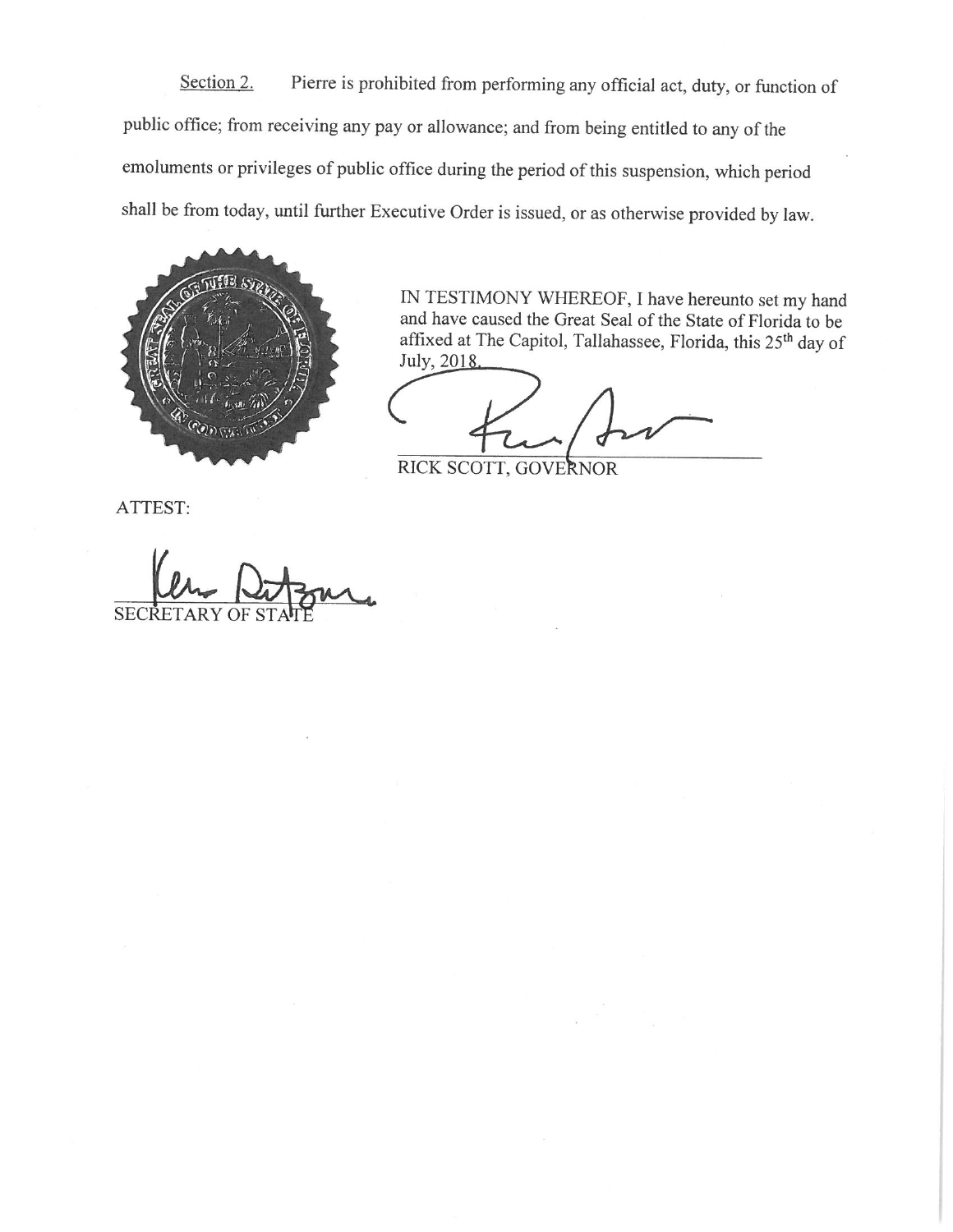Section 2. Pierre is prohibited from performing any official act, duty, or function of public office; from receiving any pay or allowance; and from being entitled to any of the emoluments or privileges of public office during the period of this suspension, which period shall be from today, until further Executive Order is issued, or as otherwise provided by law.

IN TESTIMONY WHEREOF, I have hereunto set my hand and have caused the Great Seal of the State of Florida to be affixed at The Capitol, Tallahassee, Florida, this 25th day of July, 2018.

RICK SCOTT, GOVERNOR

ATTEST:

SECRETARY OF STATE